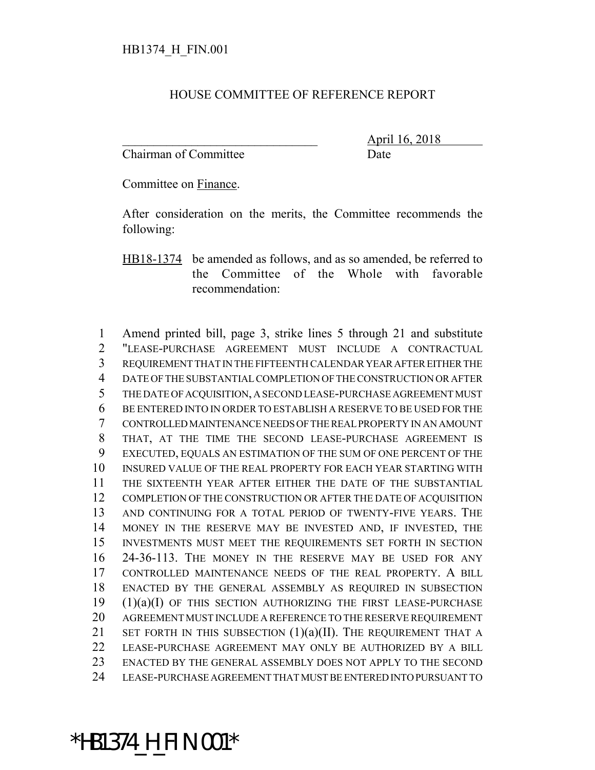HB1374_H_FIN.001

# HOUSE COMMITTEE OF REFERENCE REPORT

_______________________________ April 16, 2018
Chairman of Committee Date

Committee on Finance.

After consideration on the merits, the Committee recommends the following:

HB18-1374 be amended as follows, and as so amended, be referred to the Committee of the Whole with favorable recommendation:

1 Amend printed bill, page 3, strike lines 5 through 21 and substitute
2 "LEASE-PURCHASE AGREEMENT MUST INCLUDE A CONTRACTUAL
3 REQUIREMENT THAT IN THE FIFTEENTH CALENDAR YEAR AFTER EITHER THE
4 DATE OF THE SUBSTANTIAL COMPLETION OF THE CONSTRUCTION OR AFTER
5 THE DATE OF ACQUISITION, A SECOND LEASE-PURCHASE AGREEMENT MUST
6 BE ENTERED INTO IN ORDER TO ESTABLISH A RESERVE TO BE USED FOR THE
7 CONTROLLED MAINTENANCE NEEDS OF THE REAL PROPERTY IN AN AMOUNT
8 THAT, AT THE TIME THE SECOND LEASE-PURCHASE AGREEMENT IS
9 EXECUTED, EQUALS AN ESTIMATION OF THE SUM OF ONE PERCENT OF THE
10 INSURED VALUE OF THE REAL PROPERTY FOR EACH YEAR STARTING WITH
11 THE SIXTEENTH YEAR AFTER EITHER THE DATE OF THE SUBSTANTIAL
12 COMPLETION OF THE CONSTRUCTION OR AFTER THE DATE OF ACQUISITION
13 AND CONTINUING FOR A TOTAL PERIOD OF TWENTY-FIVE YEARS. THE
14 MONEY IN THE RESERVE MAY BE INVESTED AND, IF INVESTED, THE
15 INVESTMENTS MUST MEET THE REQUIREMENTS SET FORTH IN SECTION
16 24-36-113. THE MONEY IN THE RESERVE MAY BE USED FOR ANY
17 CONTROLLED MAINTENANCE NEEDS OF THE REAL PROPERTY. A BILL
18 ENACTED BY THE GENERAL ASSEMBLY AS REQUIRED IN SUBSECTION
19 (1)(a)(I) OF THIS SECTION AUTHORIZING THE FIRST LEASE-PURCHASE
20 AGREEMENT MUST INCLUDE A REFERENCE TO THE RESERVE REQUIREMENT
21 SET FORTH IN THIS SUBSECTION (1)(a)(II). THE REQUIREMENT THAT A
22 LEASE-PURCHASE AGREEMENT MAY ONLY BE AUTHORIZED BY A BILL
23 ENACTED BY THE GENERAL ASSEMBLY DOES NOT APPLY TO THE SECOND
24 LEASE-PURCHASE AGREEMENT THAT MUST BE ENTERED INTO PURSUANT TO

*HB1374_H_FIN.001*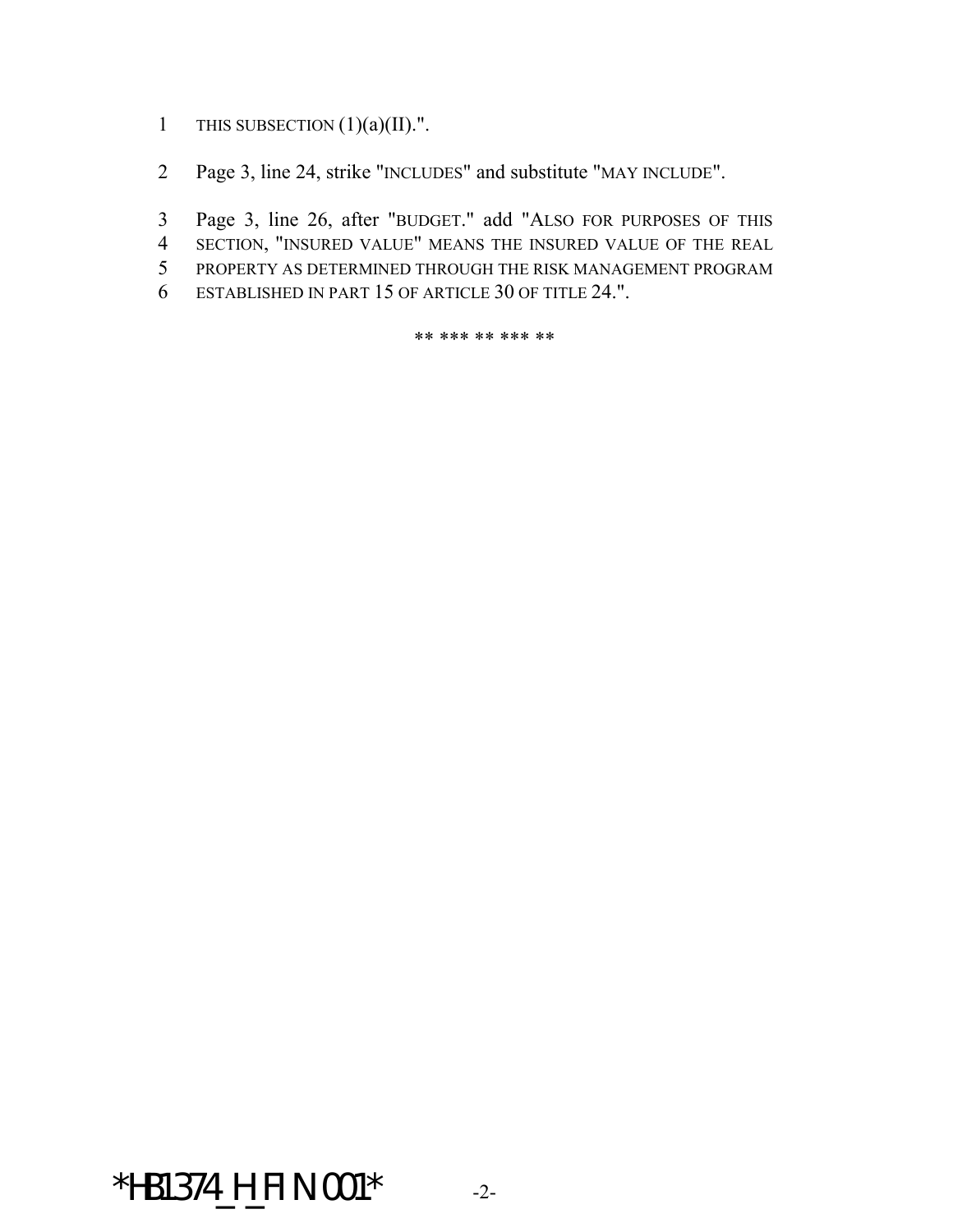THIS SUBSECTION (1)(a)(II).".

Page 3, line 24, strike "INCLUDES" and substitute "MAY INCLUDE".

Page 3, line 26, after "BUDGET." add "ALSO FOR PURPOSES OF THIS SECTION, "INSURED VALUE" MEANS THE INSURED VALUE OF THE REAL PROPERTY AS DETERMINED THROUGH THE RISK MANAGEMENT PROGRAM ESTABLISHED IN PART 15 OF ARTICLE 30 OF TITLE 24.".

** *** ** *** **

*HB1374_H_FIN.001*